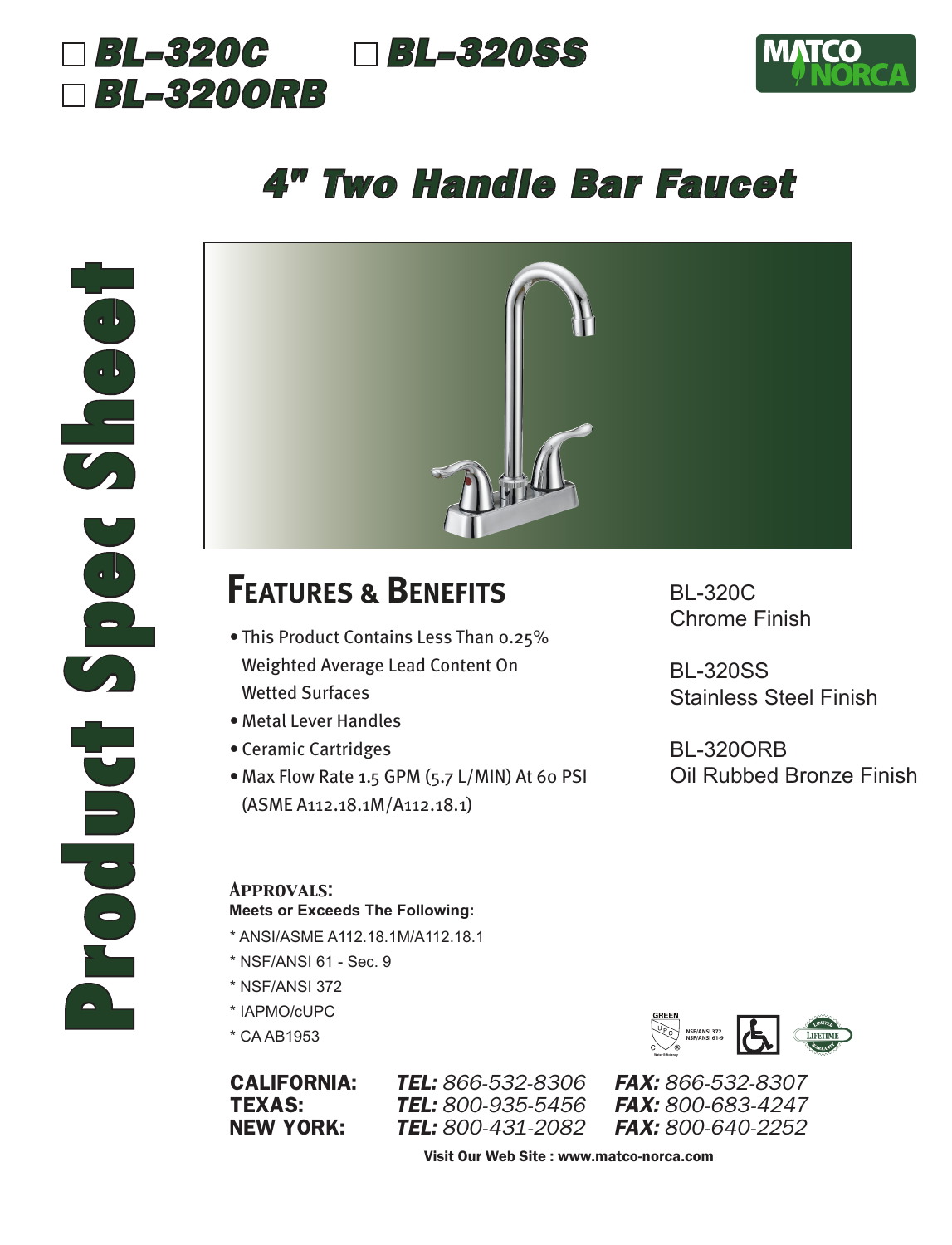☐ **BL-320C** ☐ **BL-320SS**
☐ **BL-320ORB**

# 4" Two Handle Bar Faucet

**Product Spec Sheet**

## Features & Benefits

- This Product Contains Less Than 0.25% Weighted Average Lead Content On Wetted Surfaces
- Metal Lever Handles
- Ceramic Cartridges
- Max Flow Rate 1.5 GPM (5.7 L/MIN) At 60 PSI (ASME A112.18.1M/A112.18.1)

BL-320C
Chrome Finish

BL-320SS
Stainless Steel Finish

BL-320ORB
Oil Rubbed Bronze Finish

### Approvals:

**Meets or Exceeds The Following:**

- ANSI/ASME A112.18.1M/A112.18.1
- NSF/ANSI 61 - Sec. 9
- NSF/ANSI 372
- IAPMO/cUPC
- CA AB1953

| | | |
|---|---|---|
| **CALIFORNIA:** | ***TEL:*** *866-532-8306* | ***FAX:*** *866-532-8307* |
| **TEXAS:** | ***TEL:*** *800-935-5456* | ***FAX:*** *800-683-4247* |
| **NEW YORK:** | ***TEL:*** *800-431-2082* | ***FAX:*** *800-640-2252* |

**Visit Our Web Site : www.matco-norca.com**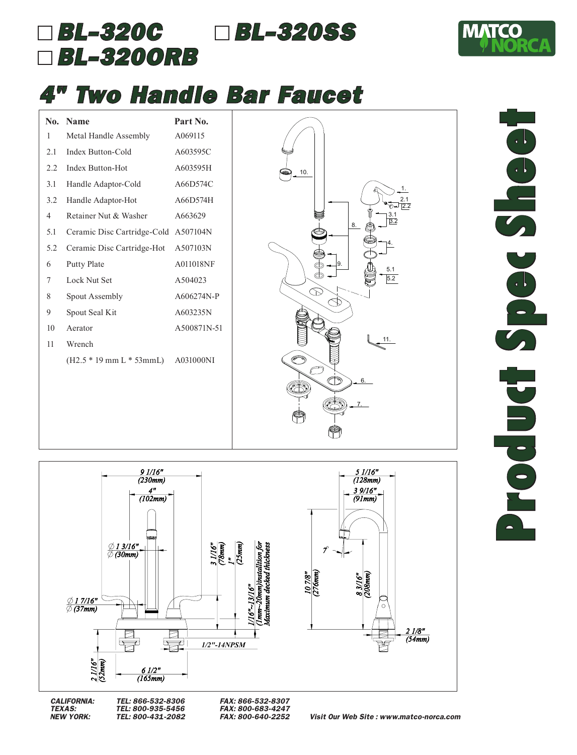# ☐ BL-320C ☐ BL-320SS ☐ BL-320ORB

MATCO NORCA

## 4" Two Handle Bar Faucet

| No. | Name | Part No. |
|---|---|---|
| 1 | Metal Handle Assembly | A069115 |
| 2.1 | Index Button-Cold | A603595C |
| 2.2 | Index Button-Hot | A603595H |
| 3.1 | Handle Adaptor-Cold | A66D574C |
| 3.2 | Handle Adaptor-Hot | A66D574H |
| 4 | Retainer Nut & Washer | A663629 |
| 5.1 | Ceramic Disc Cartridge-Cold | A507104N |
| 5.2 | Ceramic Disc Cartridge-Hot | A507103N |
| 6 | Putty Plate | A011018NF |
| 7 | Lock Nut Set | A504023 |
| 8 | Spout Assembly | A606274N-P |
| 9 | Spout Seal Kit | A603235N |
| 10 | Aerator | A500871N-51 |
| 11 | Wrench | |
| | (H2.5 * 19 mm L * 53mmL) | A031000NI |

10.
1.
2.1
2.2
3.1
3.2
8.
4.
9.
5.1
5.2
11.
6.
7.

9 1/16" (230mm)
4" (102mm)
∅ 1 3/16" ∅ (30mm)
∅ 1 7/16" ∅ (37mm)
3 1/16" (78mm)
1" (25mm)
1/16"-13/16" (1mm-20mm) installtion for Maximum decked thickness
1/2"-14NPSM
2 1/16" (52mm)
6 1/2" (165mm)
5 1/16" (128mm)
3 9/16" (91mm)
7°
10 7/8" (276mm)
8 3/16" (208mm)
2 1/8" (54mm)

Product Spec Sheet

*CALIFORNIA: TEL: 866-532-8306 FAX: 866-532-8307*
*TEXAS: TEL: 800-935-5456 FAX: 800-683-4247*
*NEW YORK: TEL: 800-431-2082 FAX: 800-640-2252*

*Visit Our Web Site : www.matco-norca.com*